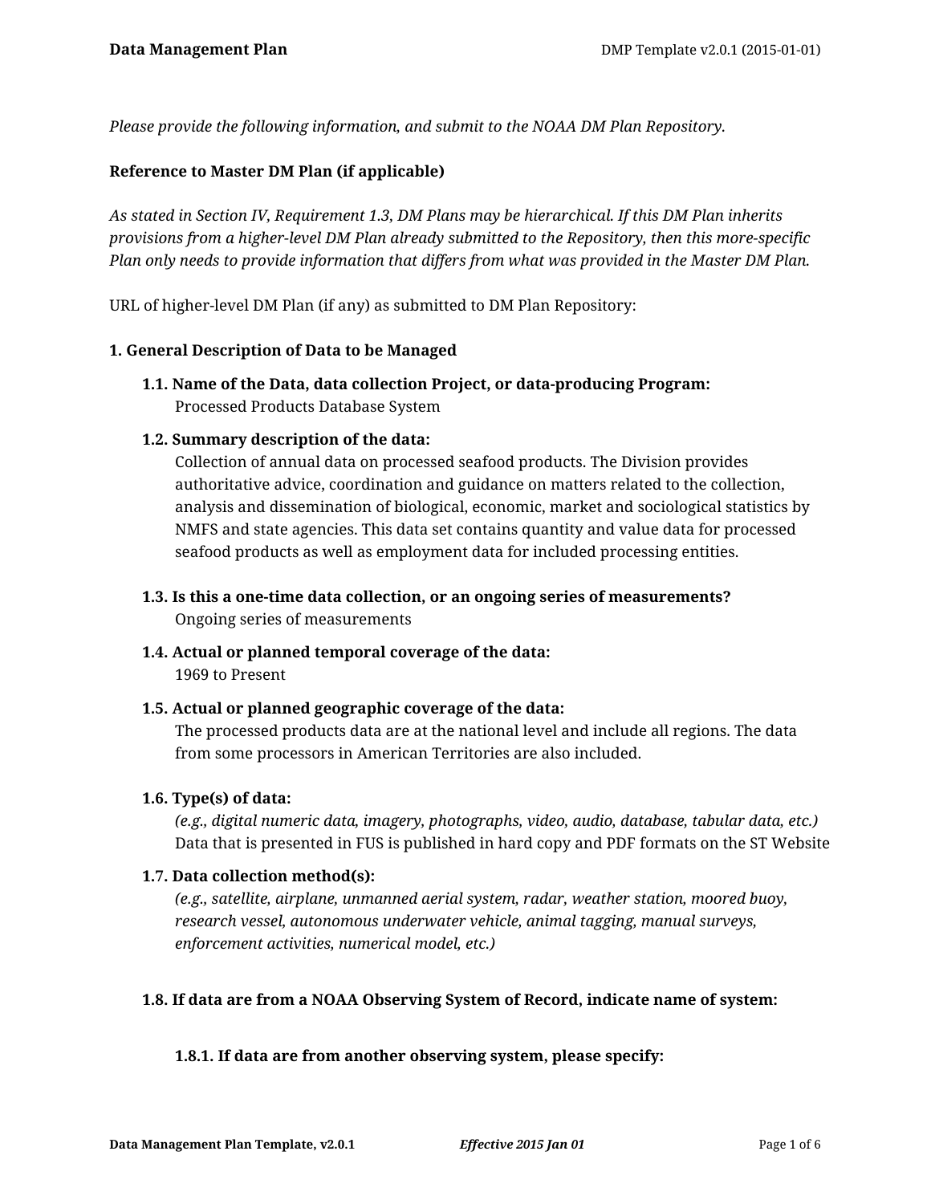*Please provide the following information, and submit to the NOAA DM Plan Repository.*

**Reference to Master DM Plan (if applicable)**

*As stated in Section IV, Requirement 1.3, DM Plans may be hierarchical. If this DM Plan inherits provisions from a higher-level DM Plan already submitted to the Repository, then this more-specific Plan only needs to provide information that differs from what was provided in the Master DM Plan.*

URL of higher-level DM Plan (if any) as submitted to DM Plan Repository:

## 1. General Description of Data to be Managed

**1.1. Name of the Data, data collection Project, or data-producing Program:**
Processed Products Database System

**1.2. Summary description of the data:**
Collection of annual data on processed seafood products. The Division provides authoritative advice, coordination and guidance on matters related to the collection, analysis and dissemination of biological, economic, market and sociological statistics by NMFS and state agencies. This data set contains quantity and value data for processed seafood products as well as employment data for included processing entities.

**1.3. Is this a one-time data collection, or an ongoing series of measurements?**
Ongoing series of measurements

**1.4. Actual or planned temporal coverage of the data:**
1969 to Present

**1.5. Actual or planned geographic coverage of the data:**
The processed products data are at the national level and include all regions. The data from some processors in American Territories are also included.

**1.6. Type(s) of data:**
*(e.g., digital numeric data, imagery, photographs, video, audio, database, tabular data, etc.)*
Data that is presented in FUS is published in hard copy and PDF formats on the ST Website

**1.7. Data collection method(s):**
*(e.g., satellite, airplane, unmanned aerial system, radar, weather station, moored buoy, research vessel, autonomous underwater vehicle, animal tagging, manual surveys, enforcement activities, numerical model, etc.)*

**1.8. If data are from a NOAA Observing System of Record, indicate name of system:**

**1.8.1. If data are from another observing system, please specify:**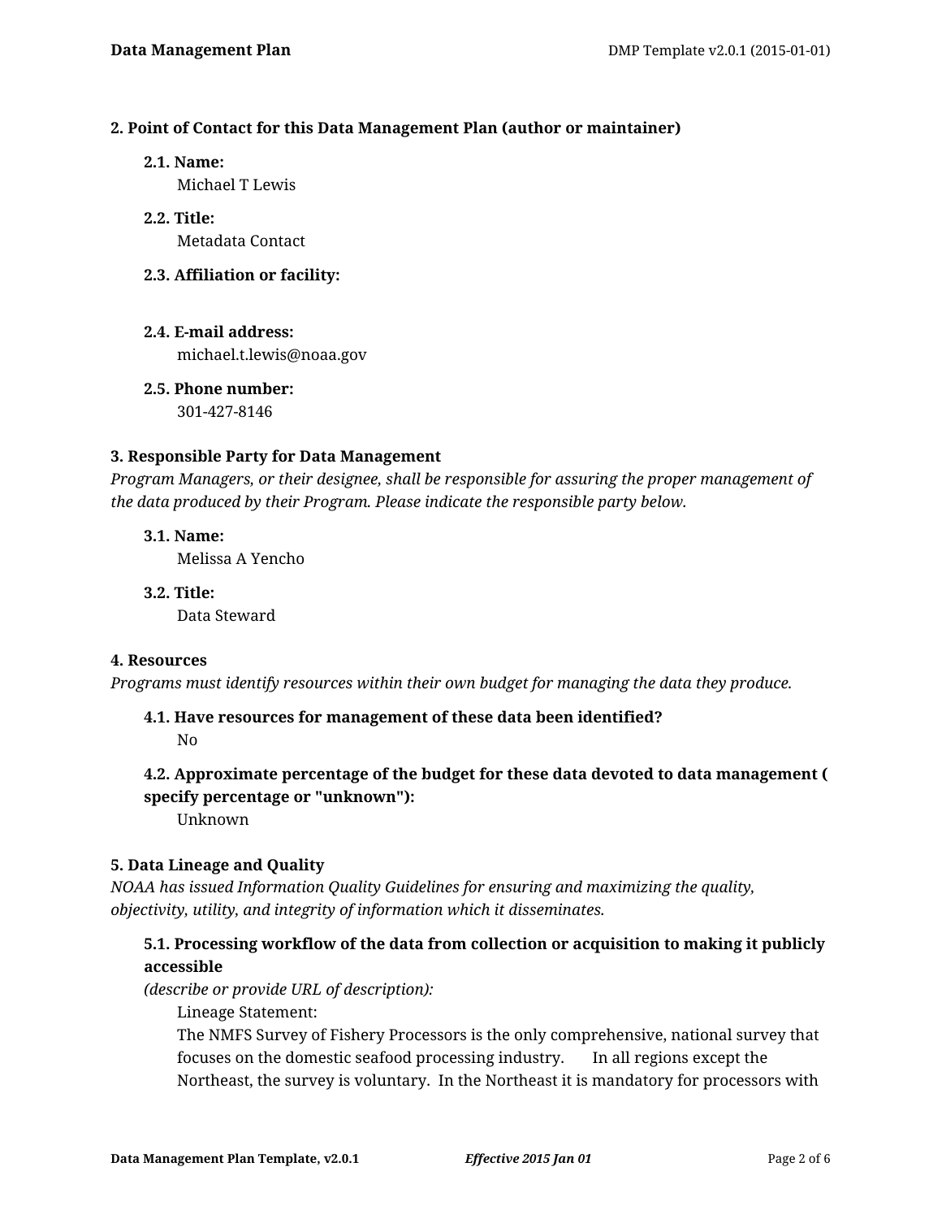### 2. Point of Contact for this Data Management Plan (author or maintainer)

**2.1. Name:**
Michael T Lewis

**2.2. Title:**
Metadata Contact

**2.3. Affiliation or facility:**

**2.4. E-mail address:**
michael.t.lewis@noaa.gov

**2.5. Phone number:**
301-427-8146

### 3. Responsible Party for Data Management

*Program Managers, or their designee, shall be responsible for assuring the proper management of the data produced by their Program. Please indicate the responsible party below.*

**3.1. Name:**
Melissa A Yencho

**3.2. Title:**
Data Steward

### 4. Resources

*Programs must identify resources within their own budget for managing the data they produce.*

**4.1. Have resources for management of these data been identified?**
No

**4.2. Approximate percentage of the budget for these data devoted to data management ( specify percentage or "unknown"):**
Unknown

### 5. Data Lineage and Quality

*NOAA has issued Information Quality Guidelines for ensuring and maximizing the quality, objectivity, utility, and integrity of information which it disseminates.*

**5.1. Processing workflow of the data from collection or acquisition to making it publicly accessible**
*(describe or provide URL of description):*

Lineage Statement:
The NMFS Survey of Fishery Processors is the only comprehensive, national survey that focuses on the domestic seafood processing industry. In all regions except the Northeast, the survey is voluntary. In the Northeast it is mandatory for processors with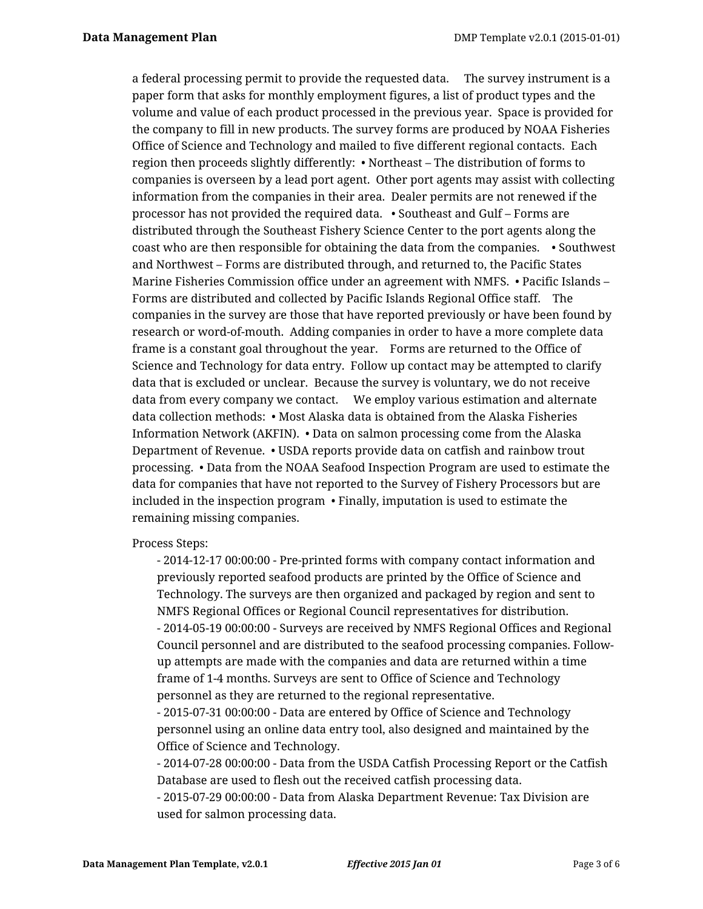a federal processing permit to provide the requested data.   The survey instrument is a paper form that asks for monthly employment figures, a list of product types and the volume and value of each product processed in the previous year.  Space is provided for the company to fill in new products. The survey forms are produced by NOAA Fisheries Office of Science and Technology and mailed to five different regional contacts.  Each region then proceeds slightly differently:  • Northeast – The distribution of forms to companies is overseen by a lead port agent.  Other port agents may assist with collecting information from the companies in their area.  Dealer permits are not renewed if the processor has not provided the required data.  • Southeast and Gulf – Forms are distributed through the Southeast Fishery Science Center to the port agents along the coast who are then responsible for obtaining the data from the companies.   • Southwest and Northwest – Forms are distributed through, and returned to, the Pacific States Marine Fisheries Commission office under an agreement with NMFS.  • Pacific Islands – Forms are distributed and collected by Pacific Islands Regional Office staff.   The companies in the survey are those that have reported previously or have been found by research or word-of-mouth.  Adding companies in order to have a more complete data frame is a constant goal throughout the year.   Forms are returned to the Office of Science and Technology for data entry.  Follow up contact may be attempted to clarify data that is excluded or unclear.  Because the survey is voluntary, we do not receive data from every company we contact.   We employ various estimation and alternate data collection methods:  • Most Alaska data is obtained from the Alaska Fisheries Information Network (AKFIN).  • Data on salmon processing come from the Alaska Department of Revenue.  • USDA reports provide data on catfish and rainbow trout processing.  • Data from the NOAA Seafood Inspection Program are used to estimate the data for companies that have not reported to the Survey of Fishery Processors but are included in the inspection program  • Finally, imputation is used to estimate the remaining missing companies.

Process Steps:

- 2014-12-17 00:00:00 - Pre-printed forms with company contact information and previously reported seafood products are printed by the Office of Science and Technology. The surveys are then organized and packaged by region and sent to NMFS Regional Offices or Regional Council representatives for distribution.
- 2014-05-19 00:00:00 - Surveys are received by NMFS Regional Offices and Regional Council personnel and are distributed to the seafood processing companies. Follow-up attempts are made with the companies and data are returned within a time frame of 1-4 months. Surveys are sent to Office of Science and Technology personnel as they are returned to the regional representative.
- 2015-07-31 00:00:00 - Data are entered by Office of Science and Technology personnel using an online data entry tool, also designed and maintained by the Office of Science and Technology.
- 2014-07-28 00:00:00 - Data from the USDA Catfish Processing Report or the Catfish Database are used to flesh out the received catfish processing data.
- 2015-07-29 00:00:00 - Data from Alaska Department Revenue: Tax Division are used for salmon processing data.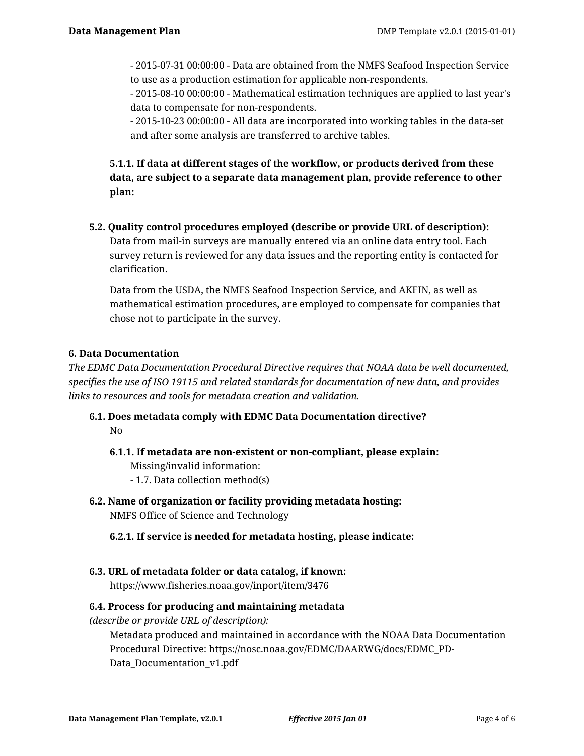- 2015-07-31 00:00:00 - Data are obtained from the NMFS Seafood Inspection Service to use as a production estimation for applicable non-respondents.
- 2015-08-10 00:00:00 - Mathematical estimation techniques are applied to last year's data to compensate for non-respondents.
- 2015-10-23 00:00:00 - All data are incorporated into working tables in the data-set and after some analysis are transferred to archive tables.

**5.1.1. If data at different stages of the workflow, or products derived from these data, are subject to a separate data management plan, provide reference to other plan:**

**5.2. Quality control procedures employed (describe or provide URL of description):**

Data from mail-in surveys are manually entered via an online data entry tool. Each survey return is reviewed for any data issues and the reporting entity is contacted for clarification.

Data from the USDA, the NMFS Seafood Inspection Service, and AKFIN, as well as mathematical estimation procedures, are employed to compensate for companies that chose not to participate in the survey.

### 6. Data Documentation

*The EDMC Data Documentation Procedural Directive requires that NOAA data be well documented, specifies the use of ISO 19115 and related standards for documentation of new data, and provides links to resources and tools for metadata creation and validation.*

**6.1. Does metadata comply with EDMC Data Documentation directive?**

No

**6.1.1. If metadata are non-existent or non-compliant, please explain:**

Missing/invalid information:
- 1.7. Data collection method(s)

**6.2. Name of organization or facility providing metadata hosting:**

NMFS Office of Science and Technology

**6.2.1. If service is needed for metadata hosting, please indicate:**

**6.3. URL of metadata folder or data catalog, if known:**

https://www.fisheries.noaa.gov/inport/item/3476

**6.4. Process for producing and maintaining metadata**
*(describe or provide URL of description):*

Metadata produced and maintained in accordance with the NOAA Data Documentation Procedural Directive: https://nosc.noaa.gov/EDMC/DAARWG/docs/EDMC_PD-Data_Documentation_v1.pdf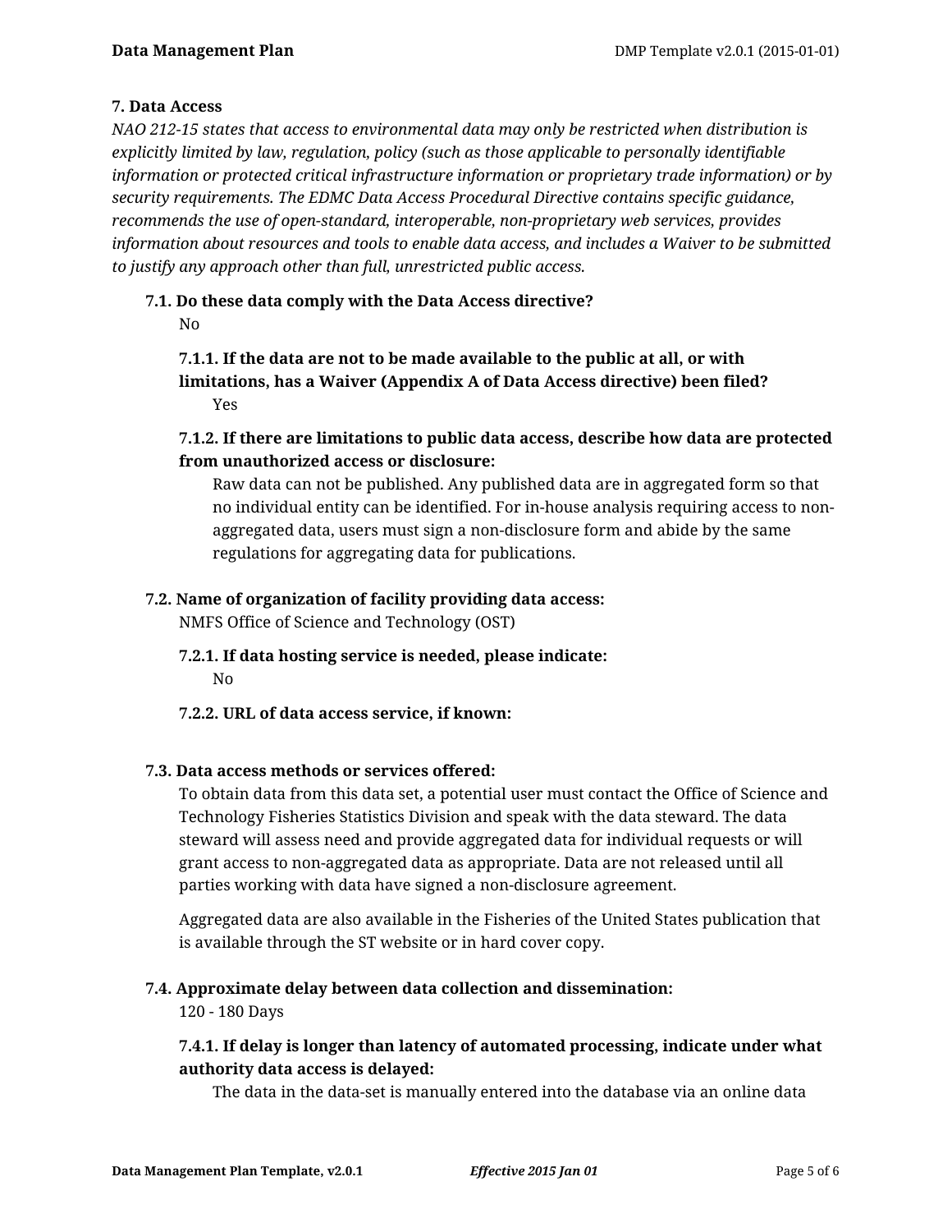### 7. Data Access

*NAO 212-15 states that access to environmental data may only be restricted when distribution is explicitly limited by law, regulation, policy (such as those applicable to personally identifiable information or protected critical infrastructure information or proprietary trade information) or by security requirements. The EDMC Data Access Procedural Directive contains specific guidance, recommends the use of open-standard, interoperable, non-proprietary web services, provides information about resources and tools to enable data access, and includes a Waiver to be submitted to justify any approach other than full, unrestricted public access.*

**7.1. Do these data comply with the Data Access directive?**

No

**7.1.1. If the data are not to be made available to the public at all, or with limitations, has a Waiver (Appendix A of Data Access directive) been filed?**

Yes

**7.1.2. If there are limitations to public data access, describe how data are protected from unauthorized access or disclosure:**

Raw data can not be published. Any published data are in aggregated form so that no individual entity can be identified. For in-house analysis requiring access to non-aggregated data, users must sign a non-disclosure form and abide by the same regulations for aggregating data for publications.

**7.2. Name of organization of facility providing data access:**

NMFS Office of Science and Technology (OST)

**7.2.1. If data hosting service is needed, please indicate:**

No

**7.2.2. URL of data access service, if known:**

**7.3. Data access methods or services offered:**

To obtain data from this data set, a potential user must contact the Office of Science and Technology Fisheries Statistics Division and speak with the data steward. The data steward will assess need and provide aggregated data for individual requests or will grant access to non-aggregated data as appropriate. Data are not released until all parties working with data have signed a non-disclosure agreement.

Aggregated data are also available in the Fisheries of the United States publication that is available through the ST website or in hard cover copy.

**7.4. Approximate delay between data collection and dissemination:**

120 - 180 Days

**7.4.1. If delay is longer than latency of automated processing, indicate under what authority data access is delayed:**

The data in the data-set is manually entered into the database via an online data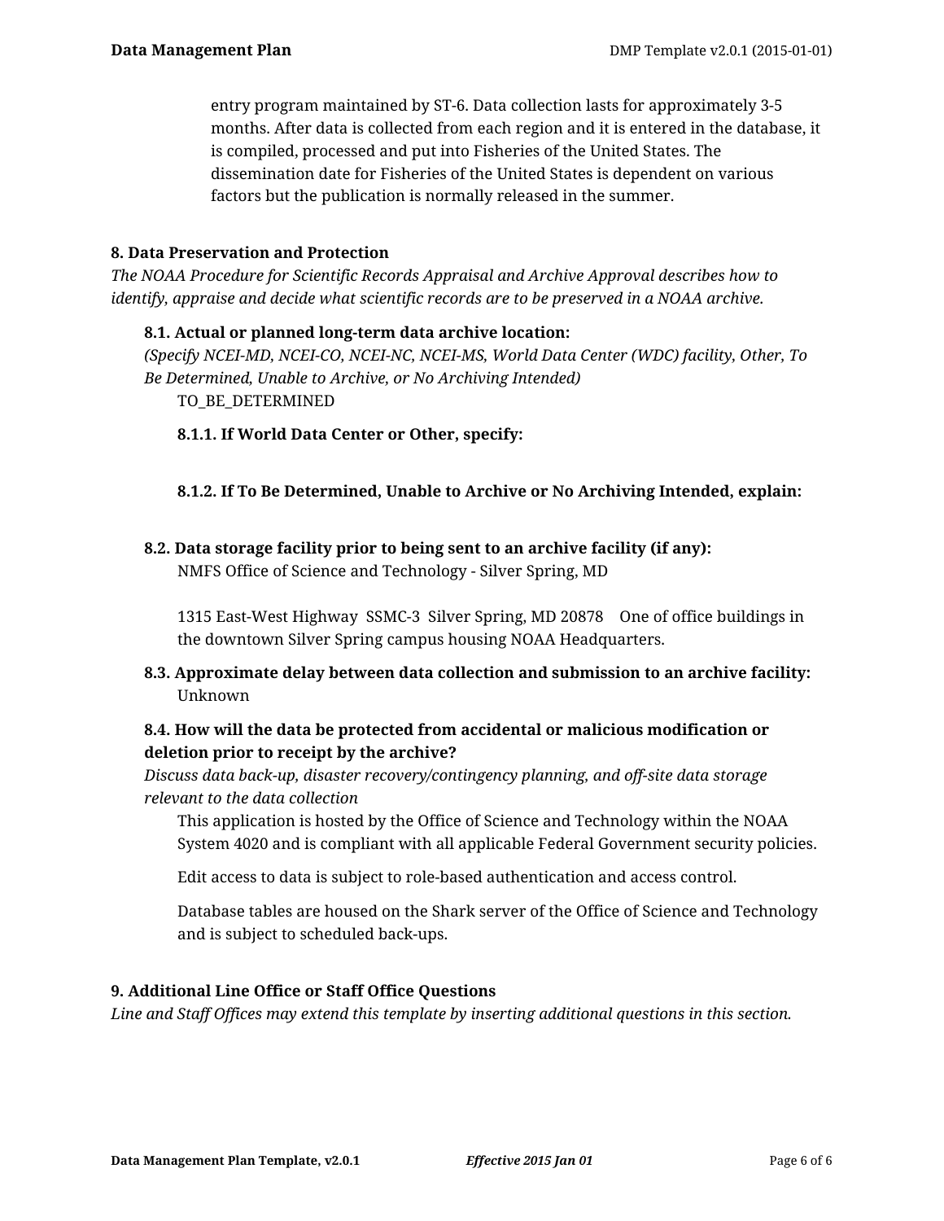entry program maintained by ST-6. Data collection lasts for approximately 3-5 months. After data is collected from each region and it is entered in the database, it is compiled, processed and put into Fisheries of the United States. The dissemination date for Fisheries of the United States is dependent on various factors but the publication is normally released in the summer.

## 8. Data Preservation and Protection

*The NOAA Procedure for Scientific Records Appraisal and Archive Approval describes how to identify, appraise and decide what scientific records are to be preserved in a NOAA archive.*

### 8.1. Actual or planned long-term data archive location:

*(Specify NCEI-MD, NCEI-CO, NCEI-NC, NCEI-MS, World Data Center (WDC) facility, Other, To Be Determined, Unable to Archive, or No Archiving Intended)*

TO_BE_DETERMINED

#### 8.1.1. If World Data Center or Other, specify:

#### 8.1.2. If To Be Determined, Unable to Archive or No Archiving Intended, explain:

### 8.2. Data storage facility prior to being sent to an archive facility (if any):

NMFS Office of Science and Technology - Silver Spring, MD

1315 East-West Highway SSMC-3 Silver Spring, MD 20878 One of office buildings in the downtown Silver Spring campus housing NOAA Headquarters.

### 8.3. Approximate delay between data collection and submission to an archive facility:

Unknown

### 8.4. How will the data be protected from accidental or malicious modification or deletion prior to receipt by the archive?

*Discuss data back-up, disaster recovery/contingency planning, and off-site data storage relevant to the data collection*

This application is hosted by the Office of Science and Technology within the NOAA System 4020 and is compliant with all applicable Federal Government security policies.

Edit access to data is subject to role-based authentication and access control.

Database tables are housed on the Shark server of the Office of Science and Technology and is subject to scheduled back-ups.

## 9. Additional Line Office or Staff Office Questions

*Line and Staff Offices may extend this template by inserting additional questions in this section.*